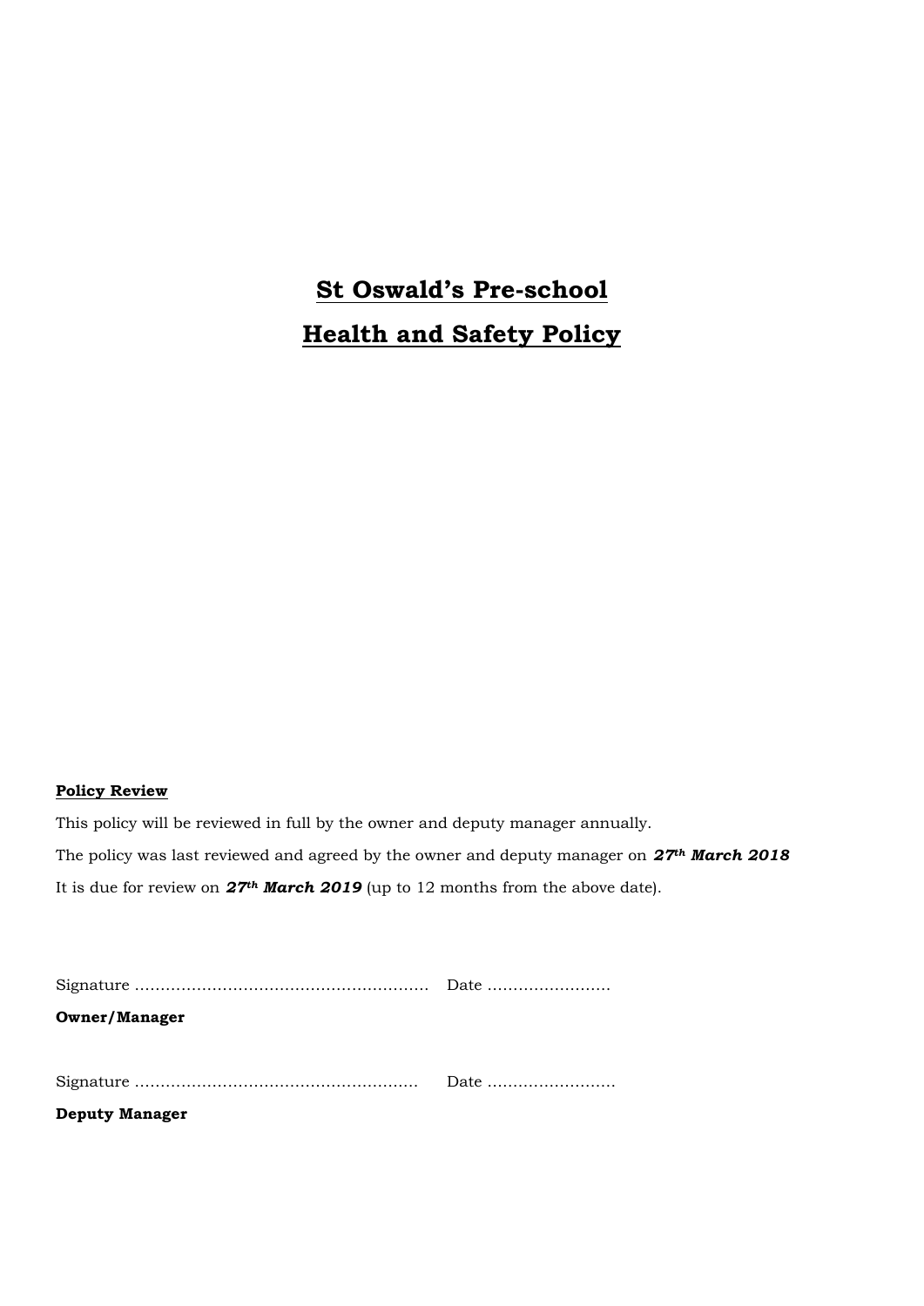# St Oswald's Pre-school

# Health and Safety Policy

**Policy Review**

This policy will be reviewed in full by the owner and deputy manager annually.

The policy was last reviewed and agreed by the owner and deputy manager on ***27th March 2018***

It is due for review on ***27th March 2019*** (up to 12 months from the above date).

Signature ………………………………………………… Date ……………………

**Owner/Manager**

Signature ……………………………………………… Date …………………….

**Deputy Manager**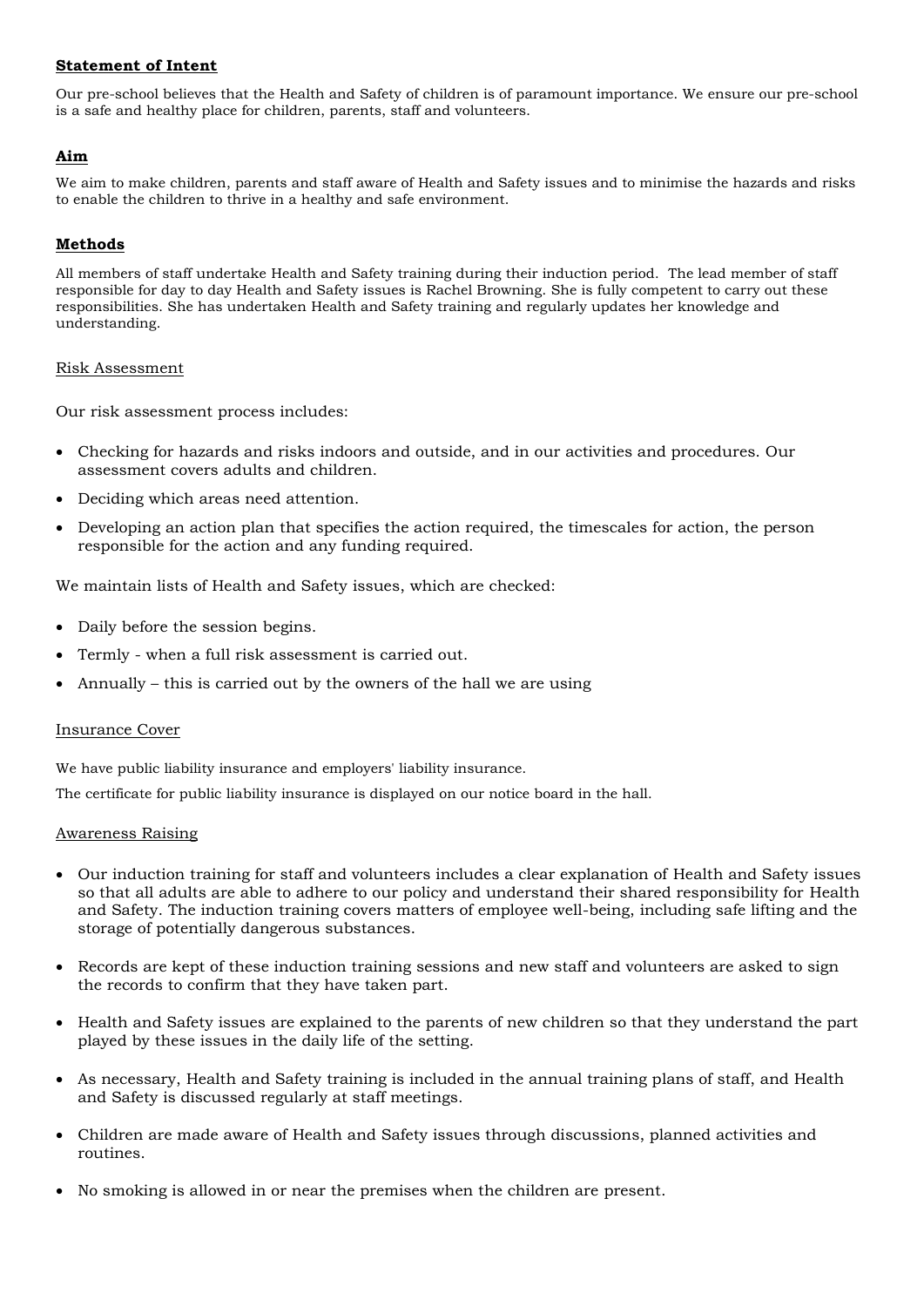**Statement of Intent**

Our pre-school believes that the Health and Safety of children is of paramount importance. We ensure our pre-school is a safe and healthy place for children, parents, staff and volunteers.

**Aim**

We aim to make children, parents and staff aware of Health and Safety issues and to minimise the hazards and risks to enable the children to thrive in a healthy and safe environment.

**Methods**

All members of staff undertake Health and Safety training during their induction period. The lead member of staff responsible for day to day Health and Safety issues is Rachel Browning. She is fully competent to carry out these responsibilities. She has undertaken Health and Safety training and regularly updates her knowledge and understanding.

Risk Assessment

Our risk assessment process includes:

- Checking for hazards and risks indoors and outside, and in our activities and procedures. Our assessment covers adults and children.
- Deciding which areas need attention.
- Developing an action plan that specifies the action required, the timescales for action, the person responsible for the action and any funding required.

We maintain lists of Health and Safety issues, which are checked:

- Daily before the session begins.
- Termly - when a full risk assessment is carried out.
- Annually – this is carried out by the owners of the hall we are using

Insurance Cover

We have public liability insurance and employers' liability insurance.

The certificate for public liability insurance is displayed on our notice board in the hall.

Awareness Raising

- Our induction training for staff and volunteers includes a clear explanation of Health and Safety issues so that all adults are able to adhere to our policy and understand their shared responsibility for Health and Safety. The induction training covers matters of employee well-being, including safe lifting and the storage of potentially dangerous substances.
- Records are kept of these induction training sessions and new staff and volunteers are asked to sign the records to confirm that they have taken part.
- Health and Safety issues are explained to the parents of new children so that they understand the part played by these issues in the daily life of the setting.
- As necessary, Health and Safety training is included in the annual training plans of staff, and Health and Safety is discussed regularly at staff meetings.
- Children are made aware of Health and Safety issues through discussions, planned activities and routines.
- No smoking is allowed in or near the premises when the children are present.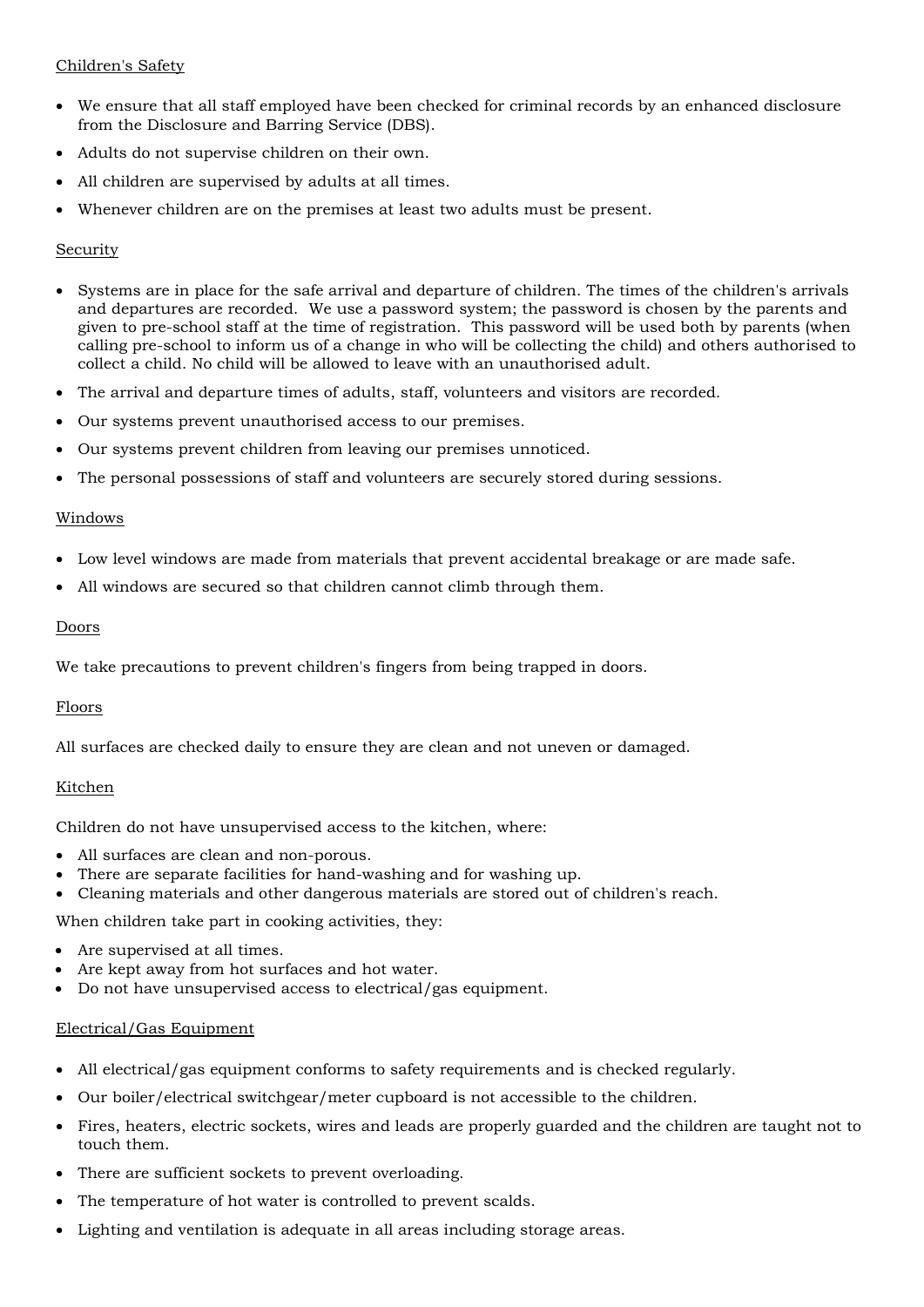Children's Safety

- We ensure that all staff employed have been checked for criminal records by an enhanced disclosure from the Disclosure and Barring Service (DBS).
- Adults do not supervise children on their own.
- All children are supervised by adults at all times.
- Whenever children are on the premises at least two adults must be present.

Security

- Systems are in place for the safe arrival and departure of children. The times of the children's arrivals and departures are recorded. We use a password system; the password is chosen by the parents and given to pre-school staff at the time of registration. This password will be used both by parents (when calling pre-school to inform us of a change in who will be collecting the child) and others authorised to collect a child. No child will be allowed to leave with an unauthorised adult.
- The arrival and departure times of adults, staff, volunteers and visitors are recorded.
- Our systems prevent unauthorised access to our premises.
- Our systems prevent children from leaving our premises unnoticed.
- The personal possessions of staff and volunteers are securely stored during sessions.

Windows

- Low level windows are made from materials that prevent accidental breakage or are made safe.
- All windows are secured so that children cannot climb through them.

Doors

We take precautions to prevent children's fingers from being trapped in doors.

Floors

All surfaces are checked daily to ensure they are clean and not uneven or damaged.

Kitchen

Children do not have unsupervised access to the kitchen, where:

- All surfaces are clean and non-porous.
- There are separate facilities for hand-washing and for washing up.
- Cleaning materials and other dangerous materials are stored out of children's reach.

When children take part in cooking activities, they:

- Are supervised at all times.
- Are kept away from hot surfaces and hot water.
- Do not have unsupervised access to electrical/gas equipment.

Electrical/Gas Equipment

- All electrical/gas equipment conforms to safety requirements and is checked regularly.
- Our boiler/electrical switchgear/meter cupboard is not accessible to the children.
- Fires, heaters, electric sockets, wires and leads are properly guarded and the children are taught not to touch them.
- There are sufficient sockets to prevent overloading.
- The temperature of hot water is controlled to prevent scalds.
- Lighting and ventilation is adequate in all areas including storage areas.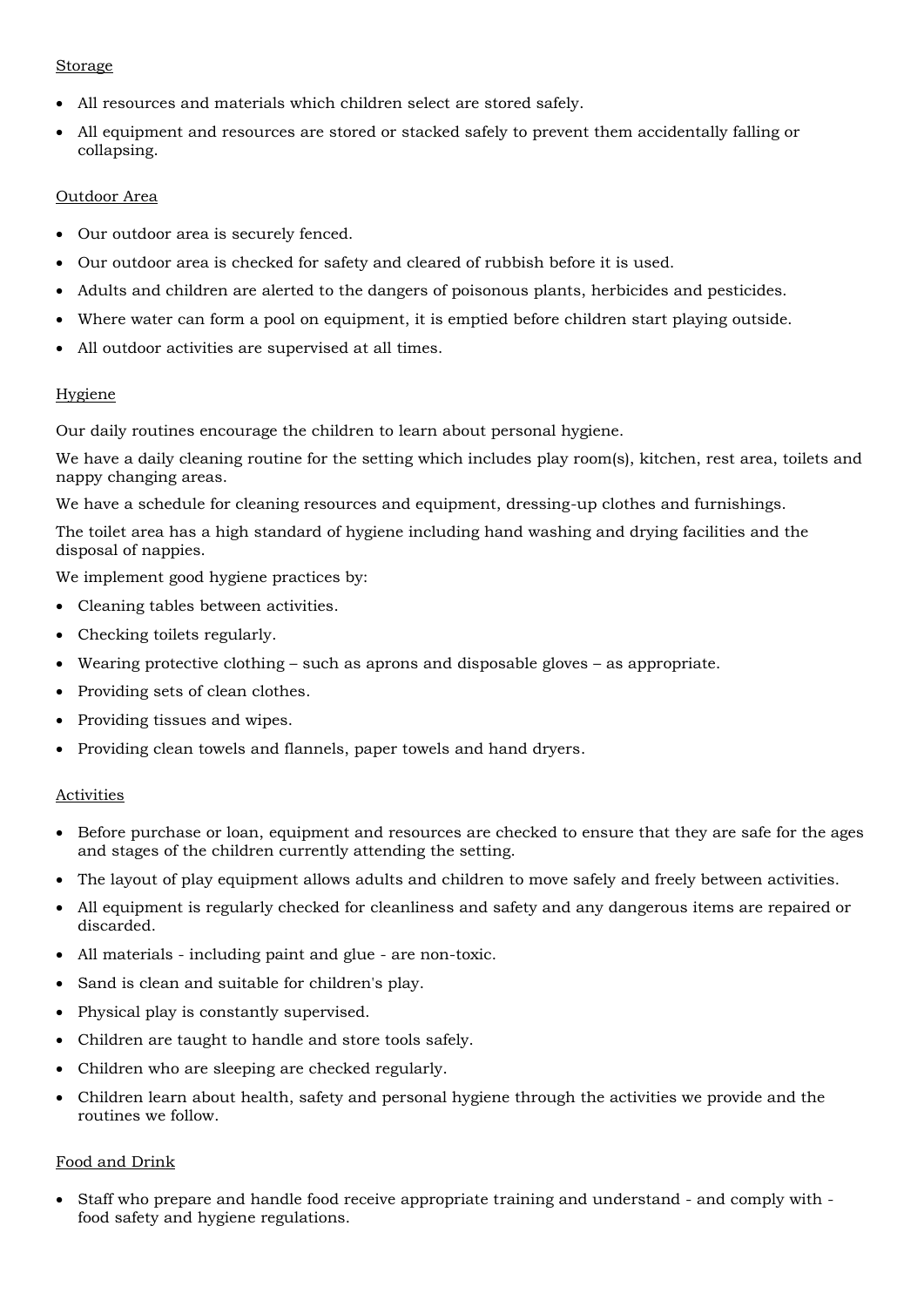### Storage

- All resources and materials which children select are stored safely.
- All equipment and resources are stored or stacked safely to prevent them accidentally falling or collapsing.

### Outdoor Area

- Our outdoor area is securely fenced.
- Our outdoor area is checked for safety and cleared of rubbish before it is used.
- Adults and children are alerted to the dangers of poisonous plants, herbicides and pesticides.
- Where water can form a pool on equipment, it is emptied before children start playing outside.
- All outdoor activities are supervised at all times.

### Hygiene

Our daily routines encourage the children to learn about personal hygiene.

We have a daily cleaning routine for the setting which includes play room(s), kitchen, rest area, toilets and nappy changing areas.

We have a schedule for cleaning resources and equipment, dressing-up clothes and furnishings.

The toilet area has a high standard of hygiene including hand washing and drying facilities and the disposal of nappies.

We implement good hygiene practices by:

- Cleaning tables between activities.
- Checking toilets regularly.
- Wearing protective clothing – such as aprons and disposable gloves – as appropriate.
- Providing sets of clean clothes.
- Providing tissues and wipes.
- Providing clean towels and flannels, paper towels and hand dryers.

### Activities

- Before purchase or loan, equipment and resources are checked to ensure that they are safe for the ages and stages of the children currently attending the setting.
- The layout of play equipment allows adults and children to move safely and freely between activities.
- All equipment is regularly checked for cleanliness and safety and any dangerous items are repaired or discarded.
- All materials - including paint and glue - are non-toxic.
- Sand is clean and suitable for children's play.
- Physical play is constantly supervised.
- Children are taught to handle and store tools safely.
- Children who are sleeping are checked regularly.
- Children learn about health, safety and personal hygiene through the activities we provide and the routines we follow.

### Food and Drink

- Staff who prepare and handle food receive appropriate training and understand - and comply with - food safety and hygiene regulations.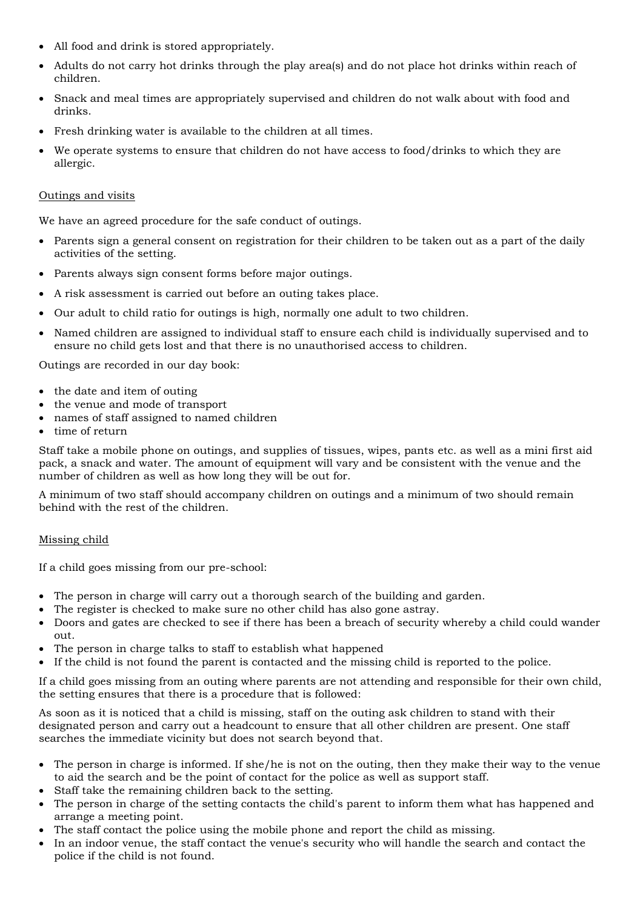- All food and drink is stored appropriately.
- Adults do not carry hot drinks through the play area(s) and do not place hot drinks within reach of children.
- Snack and meal times are appropriately supervised and children do not walk about with food and drinks.
- Fresh drinking water is available to the children at all times.
- We operate systems to ensure that children do not have access to food/drinks to which they are allergic.

Outings and visits

We have an agreed procedure for the safe conduct of outings.

- Parents sign a general consent on registration for their children to be taken out as a part of the daily activities of the setting.
- Parents always sign consent forms before major outings.
- A risk assessment is carried out before an outing takes place.
- Our adult to child ratio for outings is high, normally one adult to two children.
- Named children are assigned to individual staff to ensure each child is individually supervised and to ensure no child gets lost and that there is no unauthorised access to children.

Outings are recorded in our day book:

- the date and item of outing
- the venue and mode of transport
- names of staff assigned to named children
- time of return

Staff take a mobile phone on outings, and supplies of tissues, wipes, pants etc. as well as a mini first aid pack, a snack and water. The amount of equipment will vary and be consistent with the venue and the number of children as well as how long they will be out for.

A minimum of two staff should accompany children on outings and a minimum of two should remain behind with the rest of the children.

Missing child

If a child goes missing from our pre-school:

- The person in charge will carry out a thorough search of the building and garden.
- The register is checked to make sure no other child has also gone astray.
- Doors and gates are checked to see if there has been a breach of security whereby a child could wander out.
- The person in charge talks to staff to establish what happened
- If the child is not found the parent is contacted and the missing child is reported to the police.

If a child goes missing from an outing where parents are not attending and responsible for their own child, the setting ensures that there is a procedure that is followed:

As soon as it is noticed that a child is missing, staff on the outing ask children to stand with their designated person and carry out a headcount to ensure that all other children are present. One staff searches the immediate vicinity but does not search beyond that.

- The person in charge is informed. If she/he is not on the outing, then they make their way to the venue to aid the search and be the point of contact for the police as well as support staff.
- Staff take the remaining children back to the setting.
- The person in charge of the setting contacts the child's parent to inform them what has happened and arrange a meeting point.
- The staff contact the police using the mobile phone and report the child as missing.
- In an indoor venue, the staff contact the venue's security who will handle the search and contact the police if the child is not found.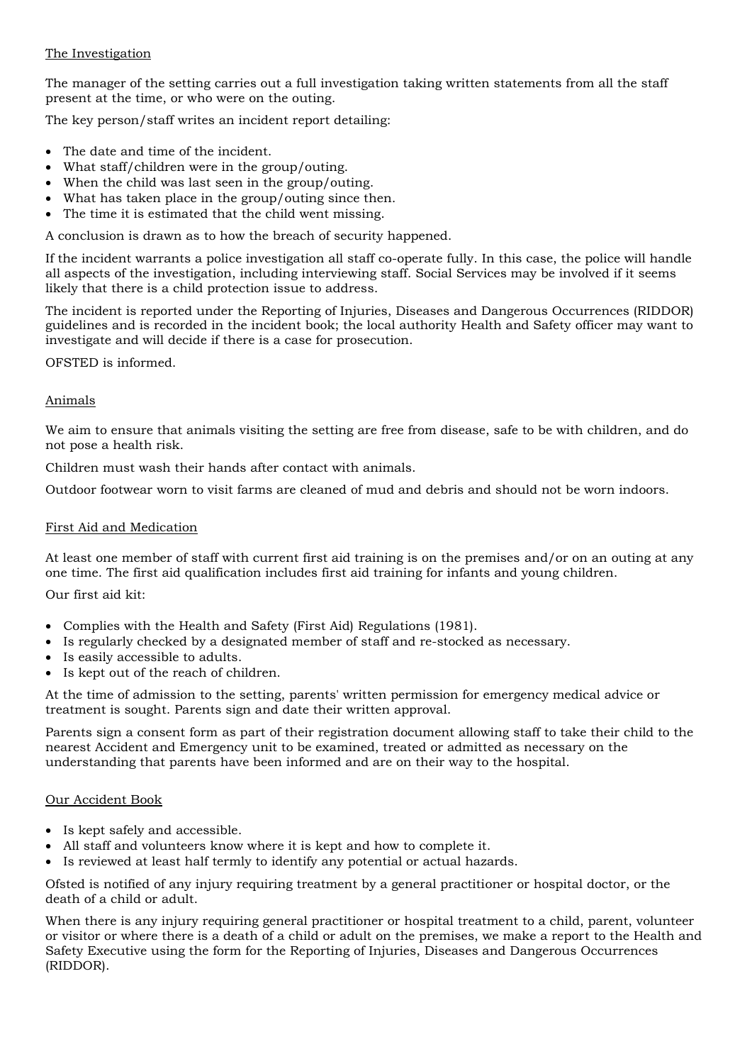## The Investigation

The manager of the setting carries out a full investigation taking written statements from all the staff present at the time, or who were on the outing.

The key person/staff writes an incident report detailing:

- The date and time of the incident.
- What staff/children were in the group/outing.
- When the child was last seen in the group/outing.
- What has taken place in the group/outing since then.
- The time it is estimated that the child went missing.

A conclusion is drawn as to how the breach of security happened.

If the incident warrants a police investigation all staff co-operate fully. In this case, the police will handle all aspects of the investigation, including interviewing staff. Social Services may be involved if it seems likely that there is a child protection issue to address.

The incident is reported under the Reporting of Injuries, Diseases and Dangerous Occurrences (RIDDOR) guidelines and is recorded in the incident book; the local authority Health and Safety officer may want to investigate and will decide if there is a case for prosecution.

OFSTED is informed.

## Animals

We aim to ensure that animals visiting the setting are free from disease, safe to be with children, and do not pose a health risk.

Children must wash their hands after contact with animals.

Outdoor footwear worn to visit farms are cleaned of mud and debris and should not be worn indoors.

## First Aid and Medication

At least one member of staff with current first aid training is on the premises and/or on an outing at any one time. The first aid qualification includes first aid training for infants and young children.

Our first aid kit:

- Complies with the Health and Safety (First Aid) Regulations (1981).
- Is regularly checked by a designated member of staff and re-stocked as necessary.
- Is easily accessible to adults.
- Is kept out of the reach of children.

At the time of admission to the setting, parents' written permission for emergency medical advice or treatment is sought. Parents sign and date their written approval.

Parents sign a consent form as part of their registration document allowing staff to take their child to the nearest Accident and Emergency unit to be examined, treated or admitted as necessary on the understanding that parents have been informed and are on their way to the hospital.

## Our Accident Book

- Is kept safely and accessible.
- All staff and volunteers know where it is kept and how to complete it.
- Is reviewed at least half termly to identify any potential or actual hazards.

Ofsted is notified of any injury requiring treatment by a general practitioner or hospital doctor, or the death of a child or adult.

When there is any injury requiring general practitioner or hospital treatment to a child, parent, volunteer or visitor or where there is a death of a child or adult on the premises, we make a report to the Health and Safety Executive using the form for the Reporting of Injuries, Diseases and Dangerous Occurrences (RIDDOR).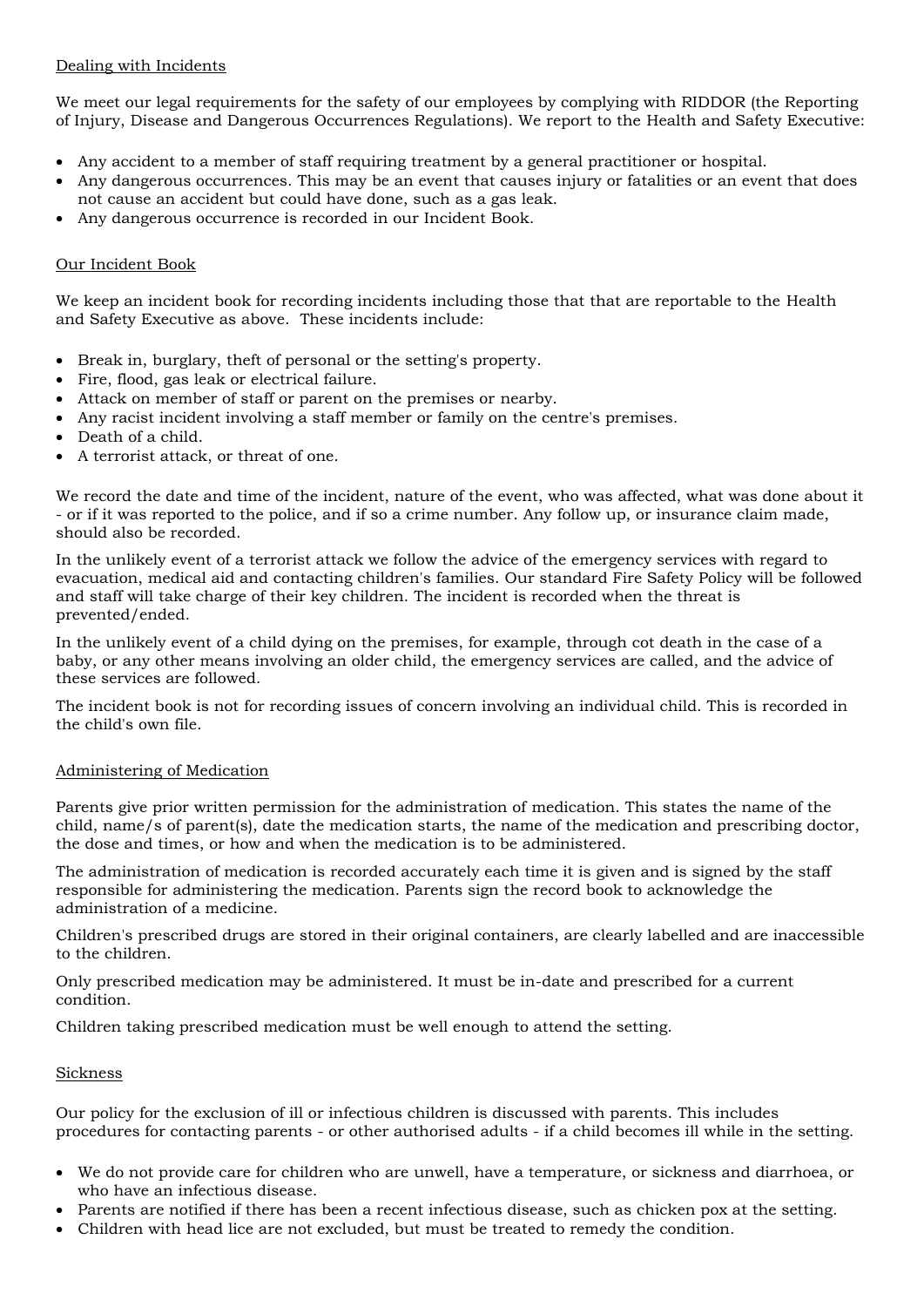## Dealing with Incidents

We meet our legal requirements for the safety of our employees by complying with RIDDOR (the Reporting of Injury, Disease and Dangerous Occurrences Regulations). We report to the Health and Safety Executive:

- Any accident to a member of staff requiring treatment by a general practitioner or hospital.
- Any dangerous occurrences. This may be an event that causes injury or fatalities or an event that does not cause an accident but could have done, such as a gas leak.
- Any dangerous occurrence is recorded in our Incident Book.

## Our Incident Book

We keep an incident book for recording incidents including those that that are reportable to the Health and Safety Executive as above. These incidents include:

- Break in, burglary, theft of personal or the setting's property.
- Fire, flood, gas leak or electrical failure.
- Attack on member of staff or parent on the premises or nearby.
- Any racist incident involving a staff member or family on the centre's premises.
- Death of a child.
- A terrorist attack, or threat of one.

We record the date and time of the incident, nature of the event, who was affected, what was done about it - or if it was reported to the police, and if so a crime number. Any follow up, or insurance claim made, should also be recorded.

In the unlikely event of a terrorist attack we follow the advice of the emergency services with regard to evacuation, medical aid and contacting children's families. Our standard Fire Safety Policy will be followed and staff will take charge of their key children. The incident is recorded when the threat is prevented/ended.

In the unlikely event of a child dying on the premises, for example, through cot death in the case of a baby, or any other means involving an older child, the emergency services are called, and the advice of these services are followed.

The incident book is not for recording issues of concern involving an individual child. This is recorded in the child's own file.

## Administering of Medication

Parents give prior written permission for the administration of medication. This states the name of the child, name/s of parent(s), date the medication starts, the name of the medication and prescribing doctor, the dose and times, or how and when the medication is to be administered.

The administration of medication is recorded accurately each time it is given and is signed by the staff responsible for administering the medication. Parents sign the record book to acknowledge the administration of a medicine.

Children's prescribed drugs are stored in their original containers, are clearly labelled and are inaccessible to the children.

Only prescribed medication may be administered. It must be in-date and prescribed for a current condition.

Children taking prescribed medication must be well enough to attend the setting.

## Sickness

Our policy for the exclusion of ill or infectious children is discussed with parents. This includes procedures for contacting parents - or other authorised adults - if a child becomes ill while in the setting.

- We do not provide care for children who are unwell, have a temperature, or sickness and diarrhoea, or who have an infectious disease.
- Parents are notified if there has been a recent infectious disease, such as chicken pox at the setting.
- Children with head lice are not excluded, but must be treated to remedy the condition.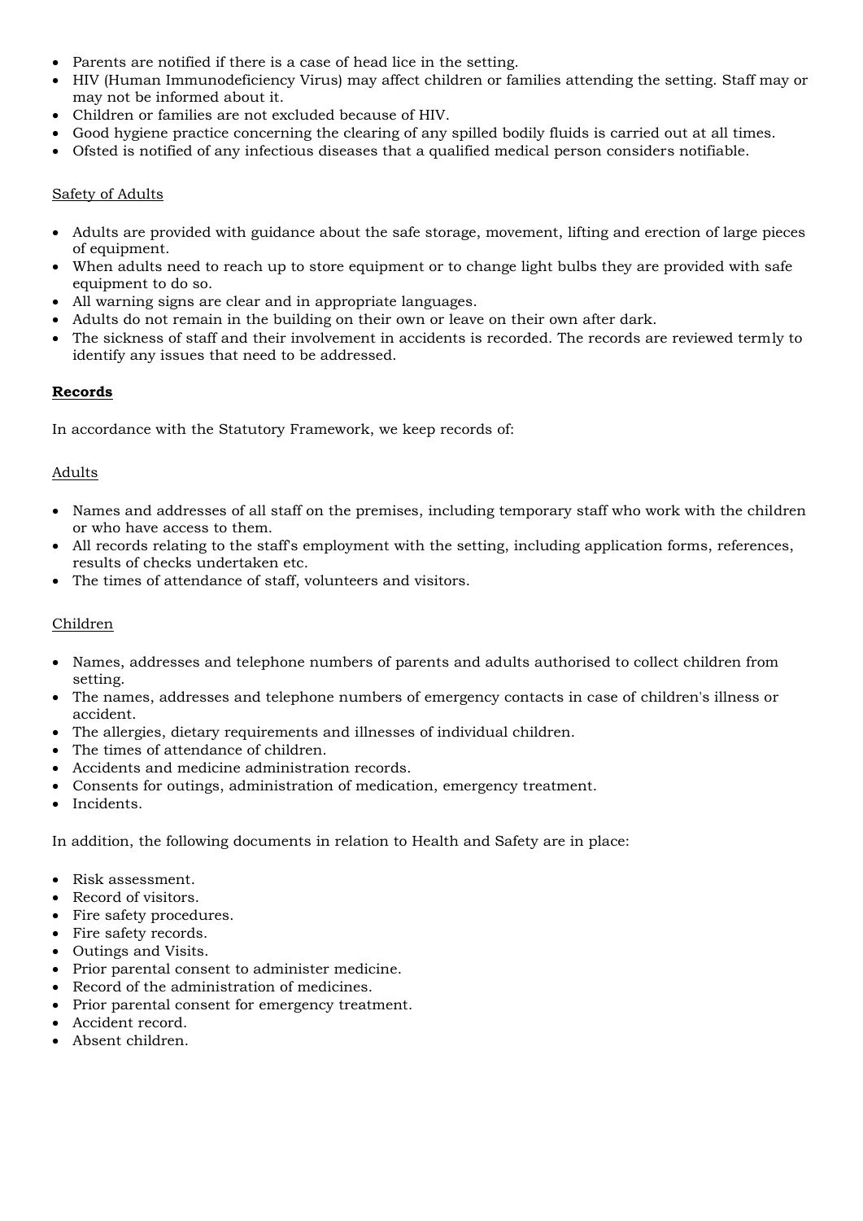- Parents are notified if there is a case of head lice in the setting.
- HIV (Human Immunodeficiency Virus) may affect children or families attending the setting. Staff may or may not be informed about it.
- Children or families are not excluded because of HIV.
- Good hygiene practice concerning the clearing of any spilled bodily fluids is carried out at all times.
- Ofsted is notified of any infectious diseases that a qualified medical person considers notifiable.

Safety of Adults

- Adults are provided with guidance about the safe storage, movement, lifting and erection of large pieces of equipment.
- When adults need to reach up to store equipment or to change light bulbs they are provided with safe equipment to do so.
- All warning signs are clear and in appropriate languages.
- Adults do not remain in the building on their own or leave on their own after dark.
- The sickness of staff and their involvement in accidents is recorded. The records are reviewed termly to identify any issues that need to be addressed.

**Records**

In accordance with the Statutory Framework, we keep records of:

Adults

- Names and addresses of all staff on the premises, including temporary staff who work with the children or who have access to them.
- All records relating to the staff's employment with the setting, including application forms, references, results of checks undertaken etc.
- The times of attendance of staff, volunteers and visitors.

Children

- Names, addresses and telephone numbers of parents and adults authorised to collect children from setting.
- The names, addresses and telephone numbers of emergency contacts in case of children's illness or accident.
- The allergies, dietary requirements and illnesses of individual children.
- The times of attendance of children.
- Accidents and medicine administration records.
- Consents for outings, administration of medication, emergency treatment.
- Incidents.

In addition, the following documents in relation to Health and Safety are in place:

- Risk assessment.
- Record of visitors.
- Fire safety procedures.
- Fire safety records.
- Outings and Visits.
- Prior parental consent to administer medicine.
- Record of the administration of medicines.
- Prior parental consent for emergency treatment.
- Accident record.
- Absent children.